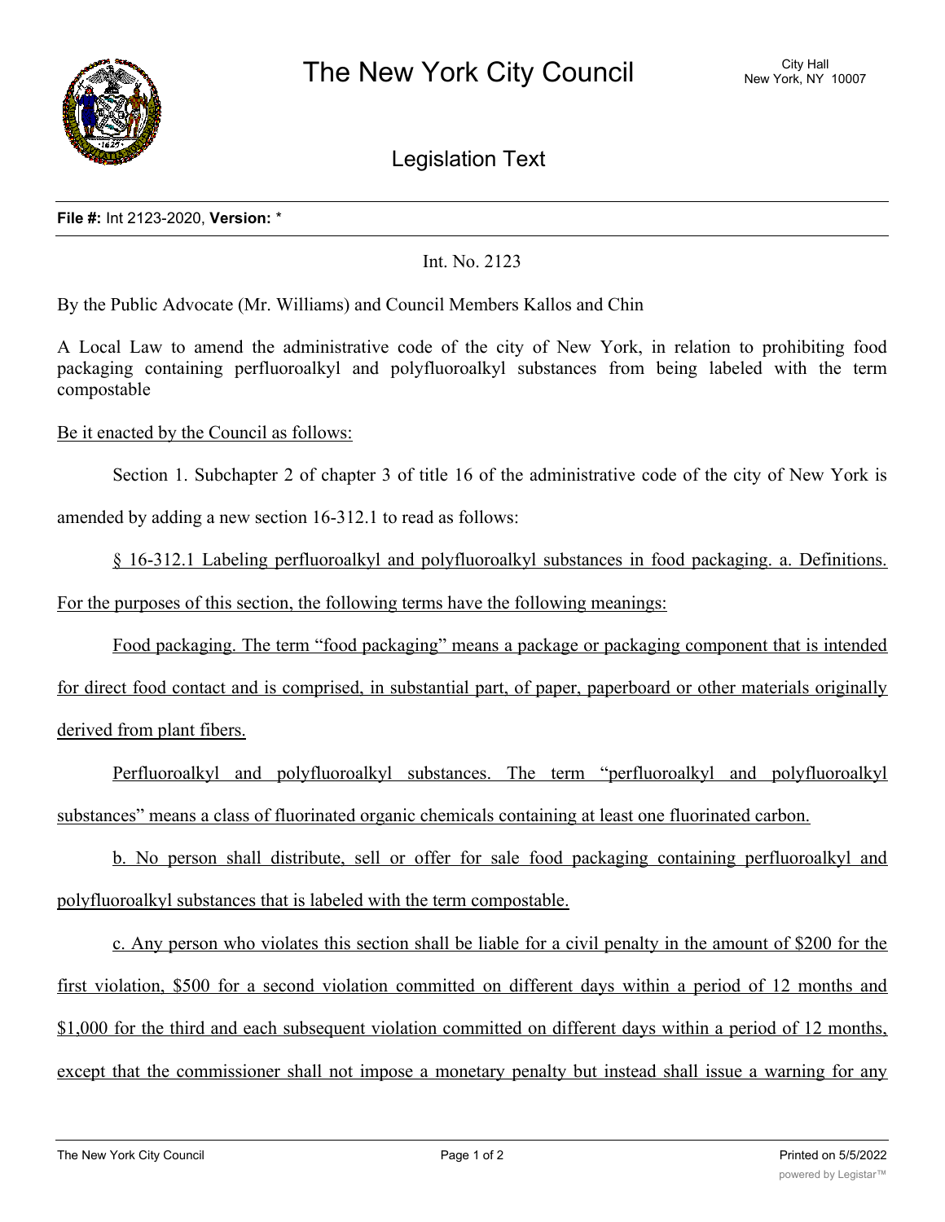# The New York City Council

City Hall
New York, NY 10007

## Legislation Text

**File #:** Int 2123-2020, **Version:** *

Int. No. 2123

By the Public Advocate (Mr. Williams) and Council Members Kallos and Chin

A Local Law to amend the administrative code of the city of New York, in relation to prohibiting food packaging containing perfluoroalkyl and polyfluoroalkyl substances from being labeled with the term compostable

Be it enacted by the Council as follows:

Section 1. Subchapter 2 of chapter 3 of title 16 of the administrative code of the city of New York is amended by adding a new section 16-312.1 to read as follows:

§ 16-312.1 Labeling perfluoroalkyl and polyfluoroalkyl substances in food packaging. a. Definitions. For the purposes of this section, the following terms have the following meanings:

Food packaging. The term "food packaging" means a package or packaging component that is intended for direct food contact and is comprised, in substantial part, of paper, paperboard or other materials originally derived from plant fibers.

Perfluoroalkyl and polyfluoroalkyl substances. The term "perfluoroalkyl and polyfluoroalkyl substances" means a class of fluorinated organic chemicals containing at least one fluorinated carbon.

b. No person shall distribute, sell or offer for sale food packaging containing perfluoroalkyl and polyfluoroalkyl substances that is labeled with the term compostable.

c. Any person who violates this section shall be liable for a civil penalty in the amount of $200 for the first violation, $500 for a second violation committed on different days within a period of 12 months and $1,000 for the third and each subsequent violation committed on different days within a period of 12 months, except that the commissioner shall not impose a monetary penalty but instead shall issue a warning for any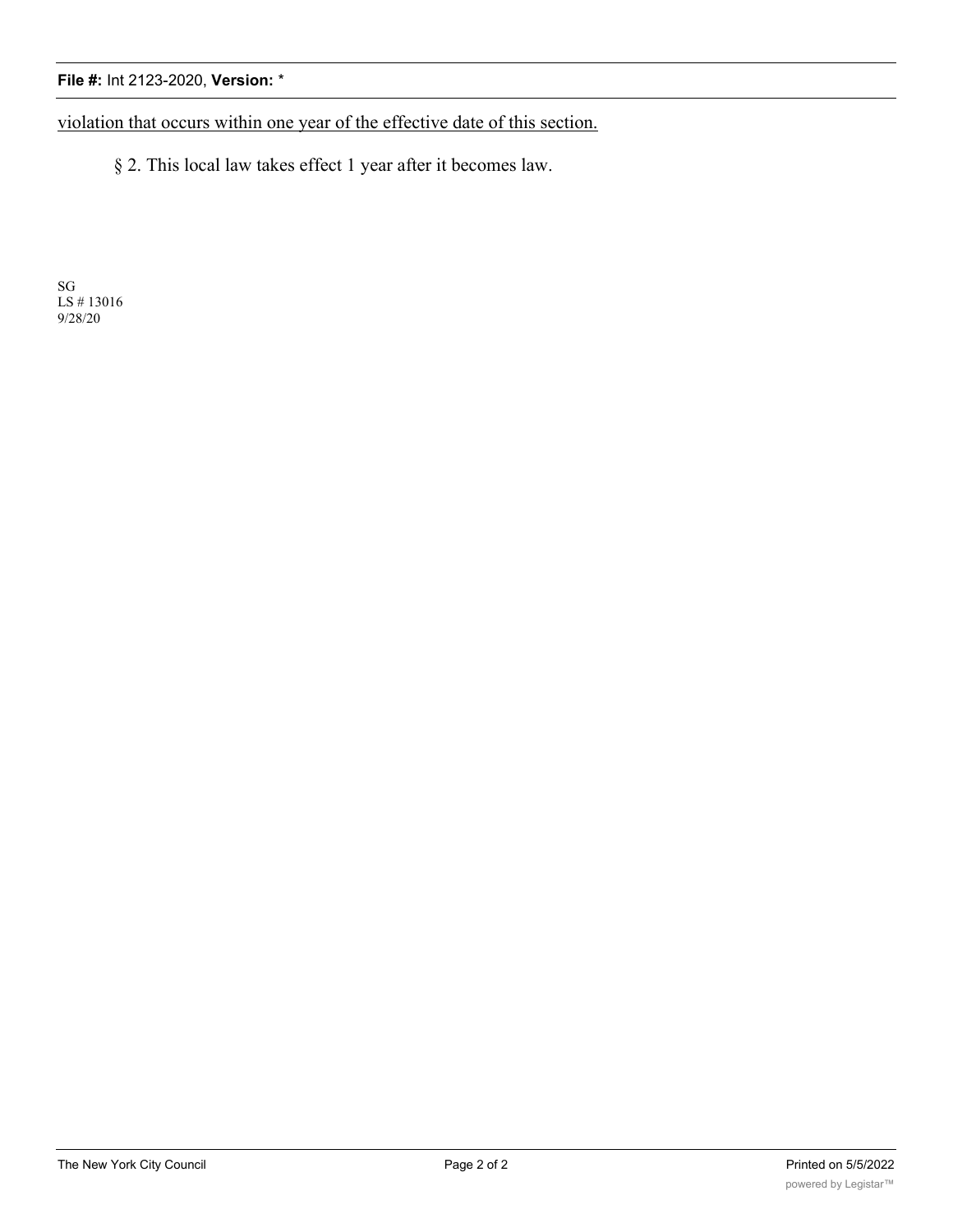violation that occurs within one year of the effective date of this section.

§ 2. This local law takes effect 1 year after it becomes law.

SG
LS # 13016
9/28/20